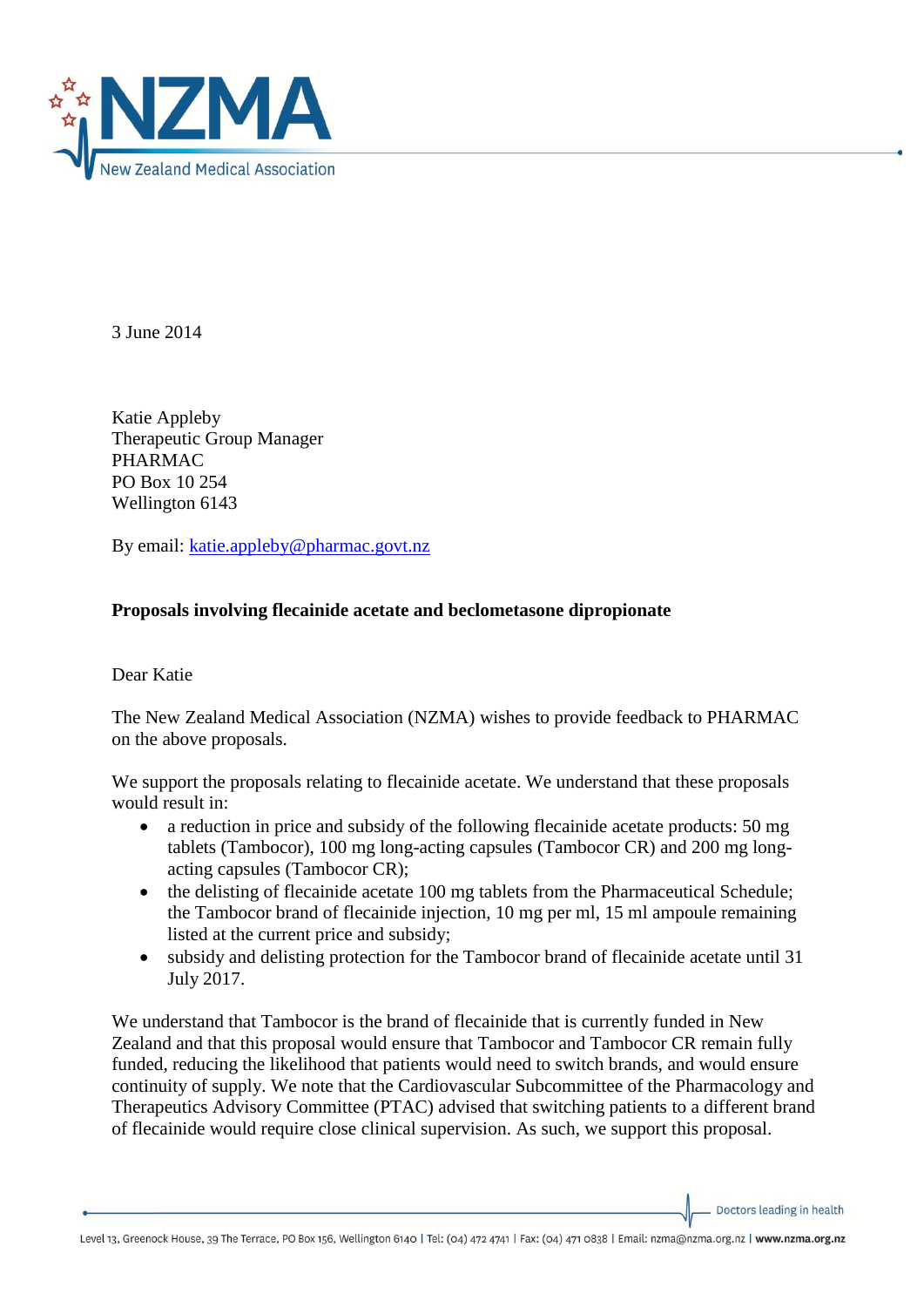3 June 2014

Katie Appleby
Therapeutic Group Manager
PHARMAC
PO Box 10 254
Wellington 6143

By email: katie.appleby@pharmac.govt.nz

**Proposals involving flecainide acetate and beclometasone dipropionate**

Dear Katie

The New Zealand Medical Association (NZMA) wishes to provide feedback to PHARMAC on the above proposals.

We support the proposals relating to flecainide acetate. We understand that these proposals would result in:

- a reduction in price and subsidy of the following flecainide acetate products: 50 mg tablets (Tambocor), 100 mg long-acting capsules (Tambocor CR) and 200 mg long-acting capsules (Tambocor CR);
- the delisting of flecainide acetate 100 mg tablets from the Pharmaceutical Schedule; the Tambocor brand of flecainide injection, 10 mg per ml, 15 ml ampoule remaining listed at the current price and subsidy;
- subsidy and delisting protection for the Tambocor brand of flecainide acetate until 31 July 2017.

We understand that Tambocor is the brand of flecainide that is currently funded in New Zealand and that this proposal would ensure that Tambocor and Tambocor CR remain fully funded, reducing the likelihood that patients would need to switch brands, and would ensure continuity of supply. We note that the Cardiovascular Subcommittee of the Pharmacology and Therapeutics Advisory Committee (PTAC) advised that switching patients to a different brand of flecainide would require close clinical supervision. As such, we support this proposal.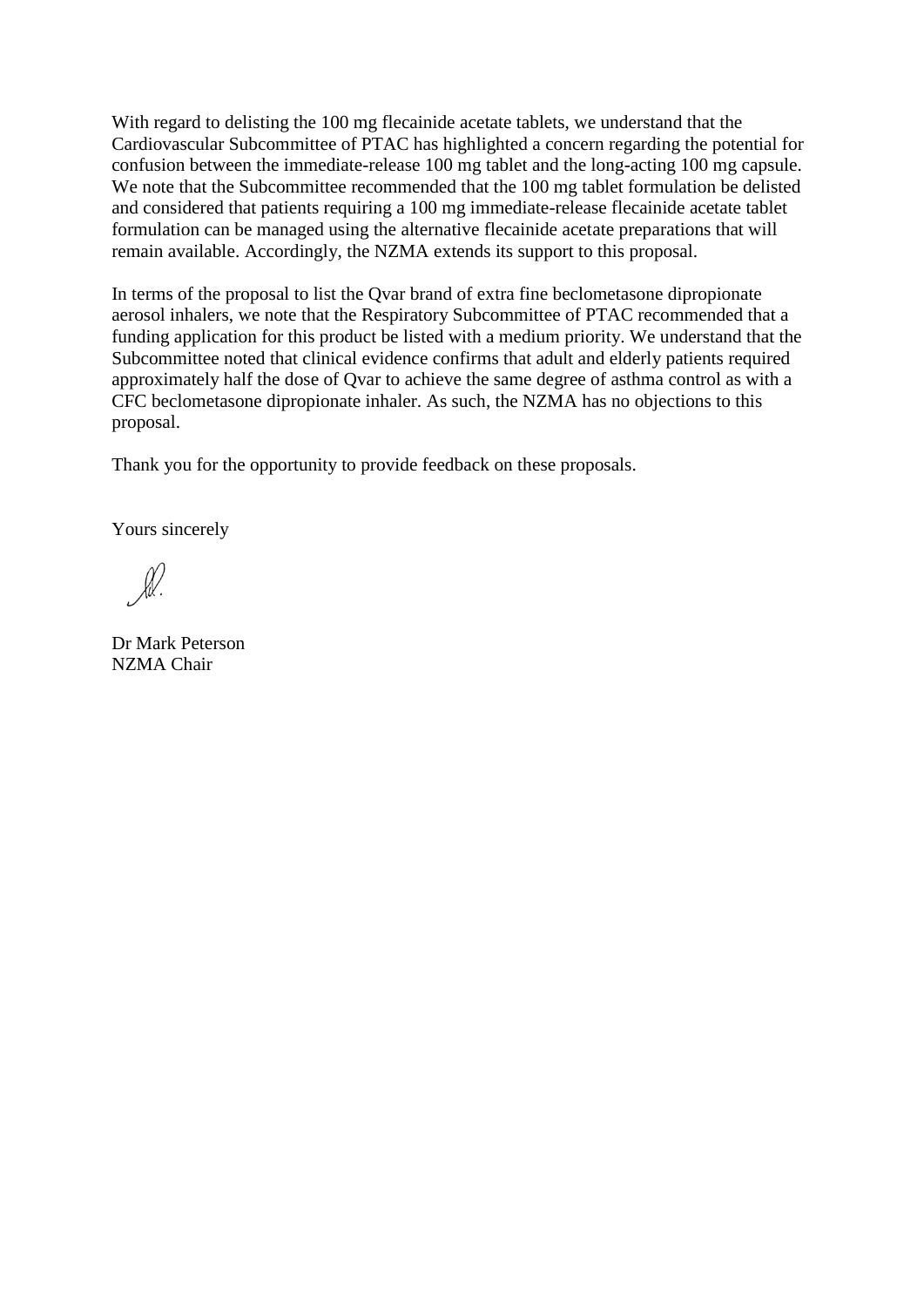With regard to delisting the 100 mg flecainide acetate tablets, we understand that the Cardiovascular Subcommittee of PTAC has highlighted a concern regarding the potential for confusion between the immediate-release 100 mg tablet and the long-acting 100 mg capsule. We note that the Subcommittee recommended that the 100 mg tablet formulation be delisted and considered that patients requiring a 100 mg immediate-release flecainide acetate tablet formulation can be managed using the alternative flecainide acetate preparations that will remain available. Accordingly, the NZMA extends its support to this proposal.

In terms of the proposal to list the Qvar brand of extra fine beclometasone dipropionate aerosol inhalers, we note that the Respiratory Subcommittee of PTAC recommended that a funding application for this product be listed with a medium priority. We understand that the Subcommittee noted that clinical evidence confirms that adult and elderly patients required approximately half the dose of Qvar to achieve the same degree of asthma control as with a CFC beclometasone dipropionate inhaler. As such, the NZMA has no objections to this proposal.

Thank you for the opportunity to provide feedback on these proposals.

Yours sincerely

Dr Mark Peterson
NZMA Chair